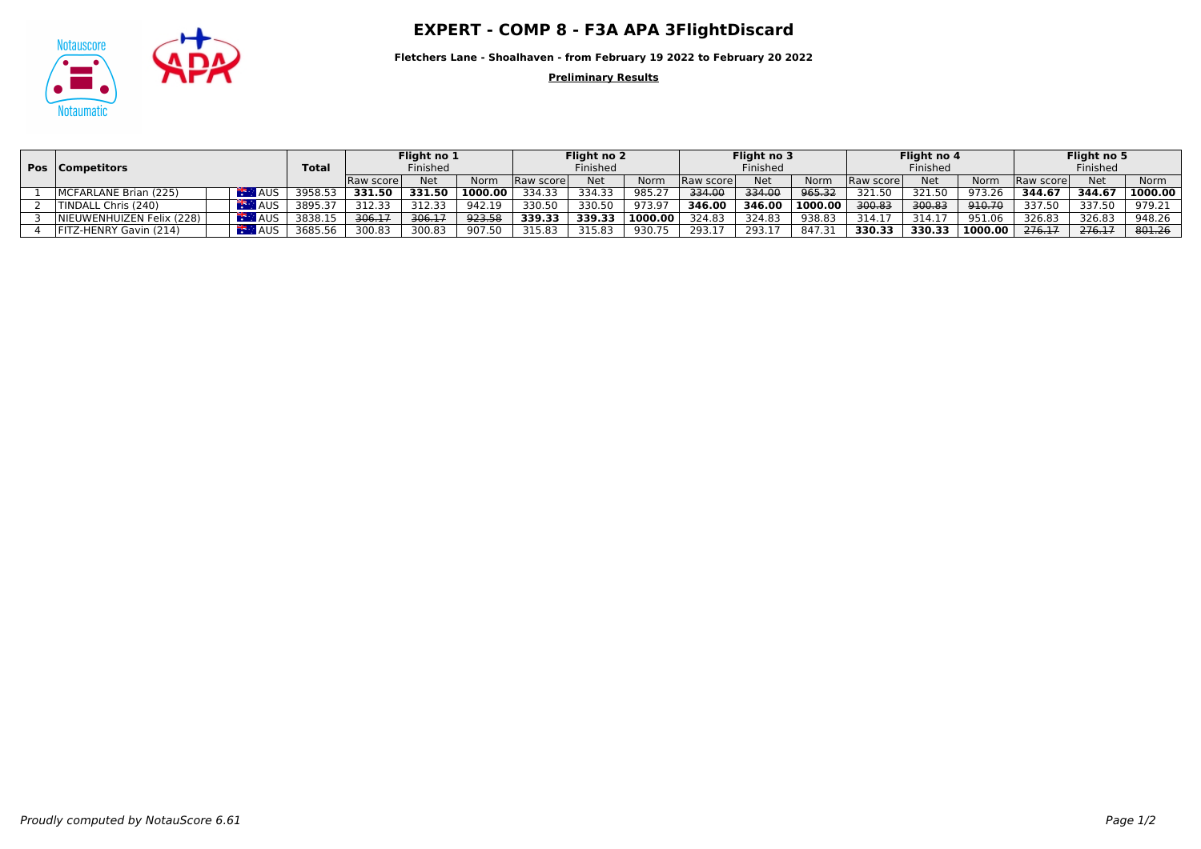# EXPERT - COMP 8 - F3A APA 3FlightDiscard

**Fletchers Lane - Shoalhaven - from February 19 2022 to February 20 2022**

**Preliminary Results**

| Pos | Competitors | | Total | Flight no 1 Finished | | | Flight no 2 Finished | | | Flight no 3 Finished | | | Flight no 4 Finished | | | Flight no 5 Finished | | |
|---|---|---|---|---|---|---|---|---|---|---|---|---|---|---|---|---|---|---|
| | | | | Raw score | Net | Norm | Raw score | Net | Norm | Raw score | Net | Norm | Raw score | Net | Norm | Raw score | Net | Norm |
| 1 | MCFARLANE Brian (225) | AUS | 3958.53 | **331.50** | **331.50** | **1000.00** | 334.33 | 334.33 | 985.27 | ~~334.00~~ | ~~334.00~~ | ~~965.32~~ | 321.50 | 321.50 | 973.26 | **344.67** | **344.67** | **1000.00** |
| 2 | TINDALL Chris (240) | AUS | 3895.37 | 312.33 | 312.33 | 942.19 | 330.50 | 330.50 | 973.97 | **346.00** | **346.00** | **1000.00** | ~~300.83~~ | ~~300.83~~ | ~~910.70~~ | 337.50 | 337.50 | 979.21 |
| 3 | NIEUWENHUIZEN Felix (228) | AUS | 3838.15 | ~~306.17~~ | ~~306.17~~ | ~~923.58~~ | **339.33** | **339.33** | **1000.00** | 324.83 | 324.83 | 938.83 | 314.17 | 314.17 | 951.06 | 326.83 | 326.83 | 948.26 |
| 4 | FITZ-HENRY Gavin (214) | AUS | 3685.56 | 300.83 | 300.83 | 907.50 | 315.83 | 315.83 | 930.75 | 293.17 | 293.17 | 847.31 | **330.33** | **330.33** | **1000.00** | ~~276.17~~ | ~~276.17~~ | ~~801.26~~ |

*Proudly computed by NotauScore 6.61*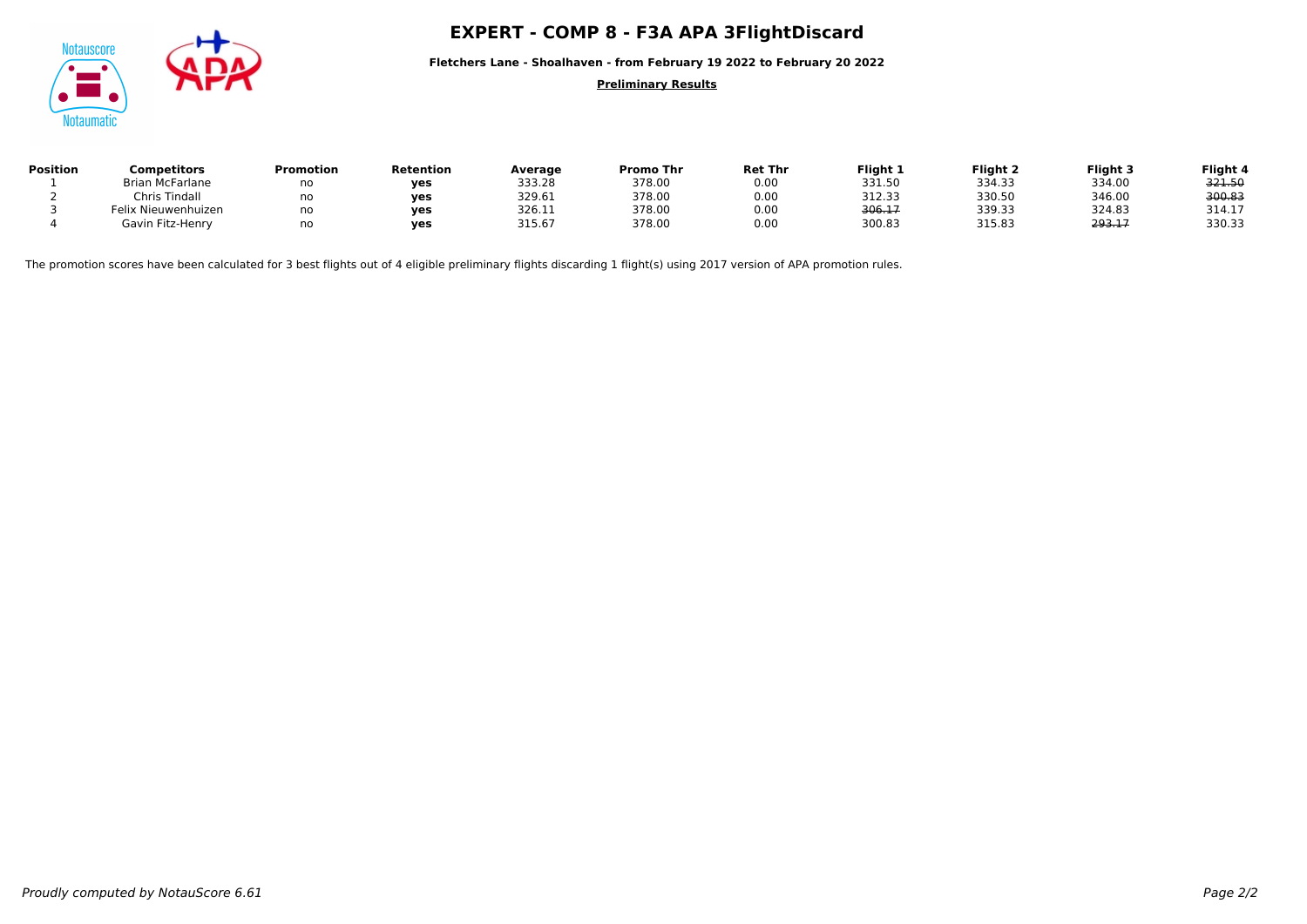# EXPERT - COMP 8 - F3A APA 3FlightDiscard

**Fletchers Lane - Shoalhaven - from February 19 2022 to February 20 2022**

**Preliminary Results**

| Position | Competitors | Promotion | Retention | Average | Promo Thr | Ret Thr | Flight 1 | Flight 2 | Flight 3 | Flight 4 |
|---|---|---|---|---|---|---|---|---|---|---|
| 1 | Brian McFarlane | no | **yes** | 333.28 | 378.00 | 0.00 | 331.50 | 334.33 | 334.00 | ~~321.50~~ |
| 2 | Chris Tindall | no | **yes** | 329.61 | 378.00 | 0.00 | 312.33 | 330.50 | 346.00 | ~~300.83~~ |
| 3 | Felix Nieuwenhuizen | no | **yes** | 326.11 | 378.00 | 0.00 | ~~306.17~~ | 339.33 | 324.83 | 314.17 |
| 4 | Gavin Fitz-Henry | no | **yes** | 315.67 | 378.00 | 0.00 | 300.83 | 315.83 | ~~293.17~~ | 330.33 |

The promotion scores have been calculated for 3 best flights out of 4 eligible preliminary flights discarding 1 flight(s) using 2017 version of APA promotion rules.

*Proudly computed by NotauScore 6.61*